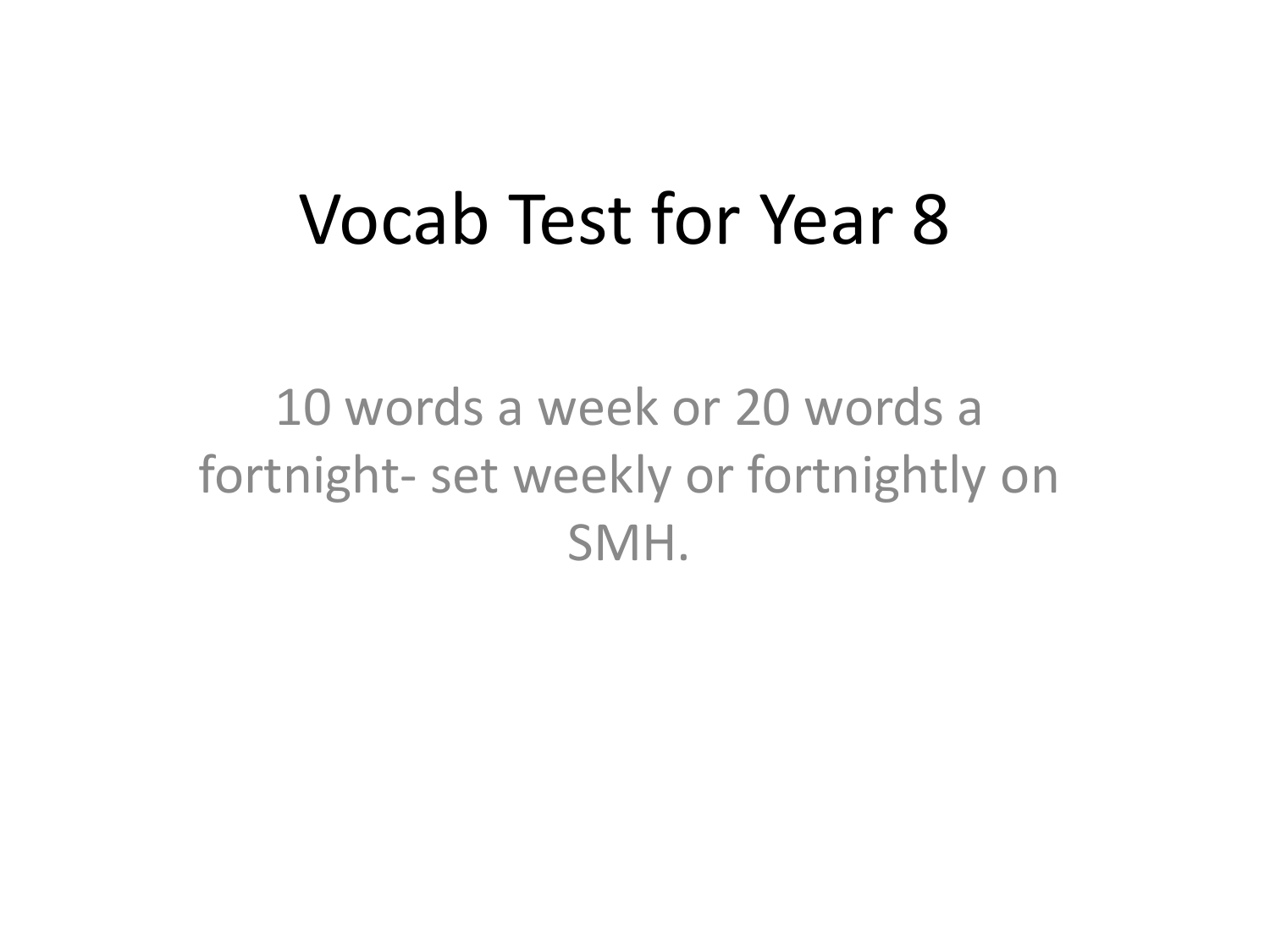# Vocab Test for Year 8

10 words a week or 20 words a fortnight- set weekly or fortnightly on SMH.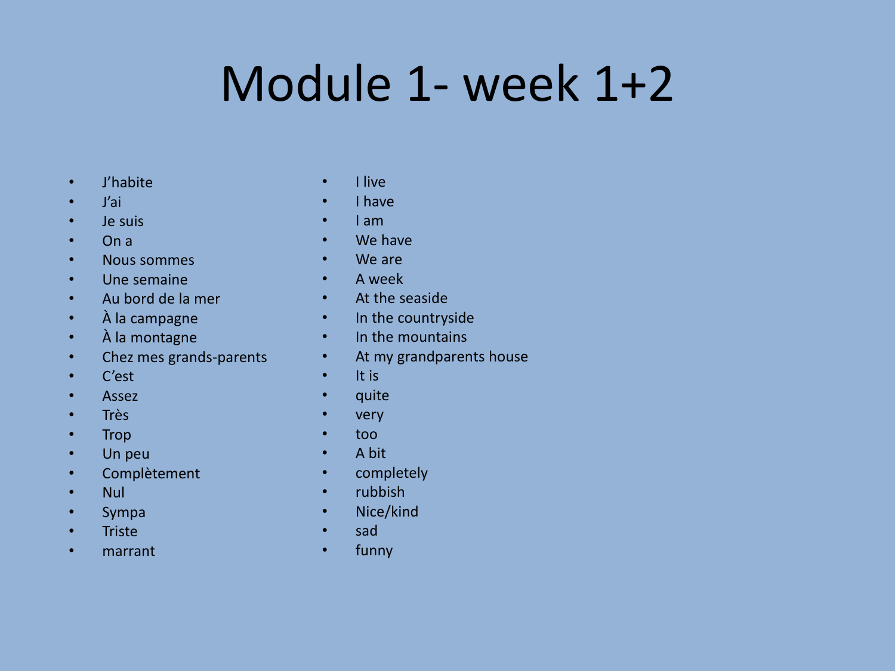# Module 1- week 1+2

| French | English |
| --- | --- |
| J'habite | I live |
| J'ai | I have |
| Je suis | I am |
| On a | We have |
| Nous sommes | We are |
| Une semaine | A week |
| Au bord de la mer | At the seaside |
| À la campagne | In the countryside |
| À la montagne | In the mountains |
| Chez mes grands-parents | At my grandparents house |
| C'est | It is |
| Assez | quite |
| Très | very |
| Trop | too |
| Un peu | A bit |
| Complètement | completely |
| Nul | rubbish |
| Sympa | Nice/kind |
| Triste | sad |
| marrant | funny |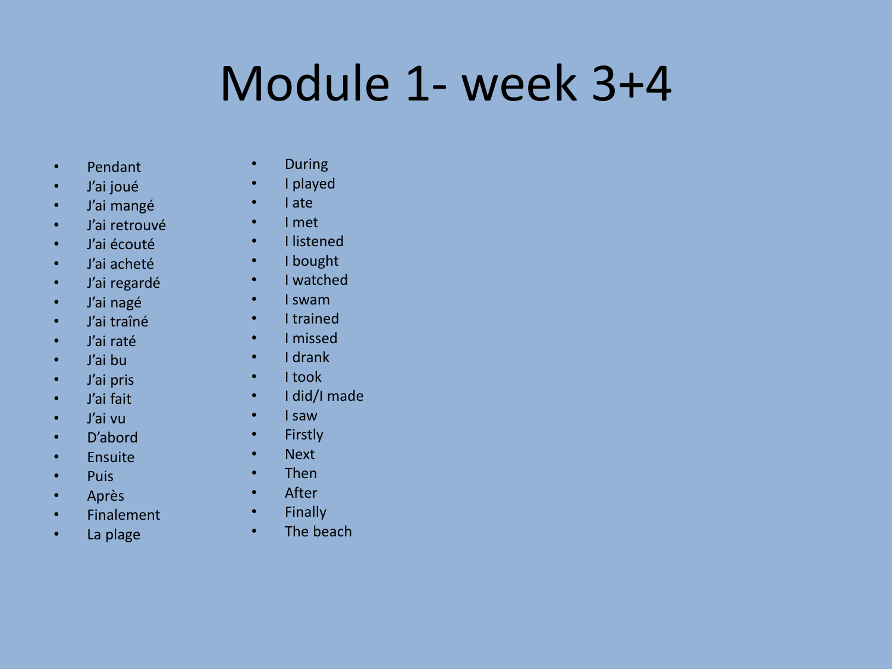# Module 1- week 3+4

| French | English |
| --- | --- |
| Pendant | During |
| J'ai joué | I played |
| J'ai mangé | I ate |
| J'ai retrouvé | I met |
| J'ai écouté | I listened |
| J'ai acheté | I bought |
| J'ai regardé | I watched |
| J'ai nagé | I swam |
| J'ai traîné | I trained |
| J'ai raté | I missed |
| J'ai bu | I drank |
| J'ai pris | I took |
| J'ai fait | I did/I made |
| J'ai vu | I saw |
| D'abord | Firstly |
| Ensuite | Next |
| Puis | Then |
| Après | After |
| Finalement | Finally |
| La plage | The beach |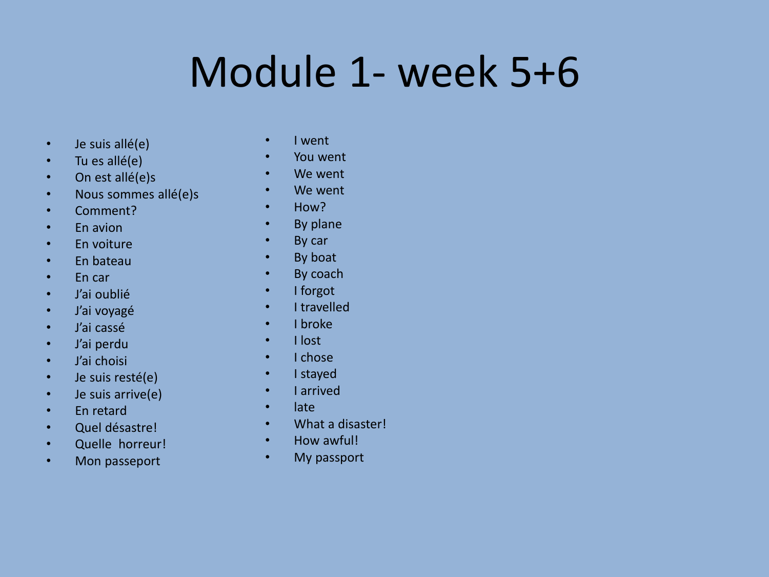# Module 1- week 5+6

| French | English |
| --- | --- |
| Je suis allé(e) | I went |
| Tu es allé(e) | You went |
| On est allé(e)s | We went |
| Nous sommes allé(e)s | We went |
| Comment? | How? |
| En avion | By plane |
| En voiture | By car |
| En bateau | By boat |
| En car | By coach |
| J'ai oublié | I forgot |
| J'ai voyagé | I travelled |
| J'ai cassé | I broke |
| J'ai perdu | I lost |
| J'ai choisi | I chose |
| Je suis resté(e) | I stayed |
| Je suis arrive(e) | I arrived |
| En retard | late |
| Quel désastre! | What a disaster! |
| Quelle  horreur! | How awful! |
| Mon passeport | My passport |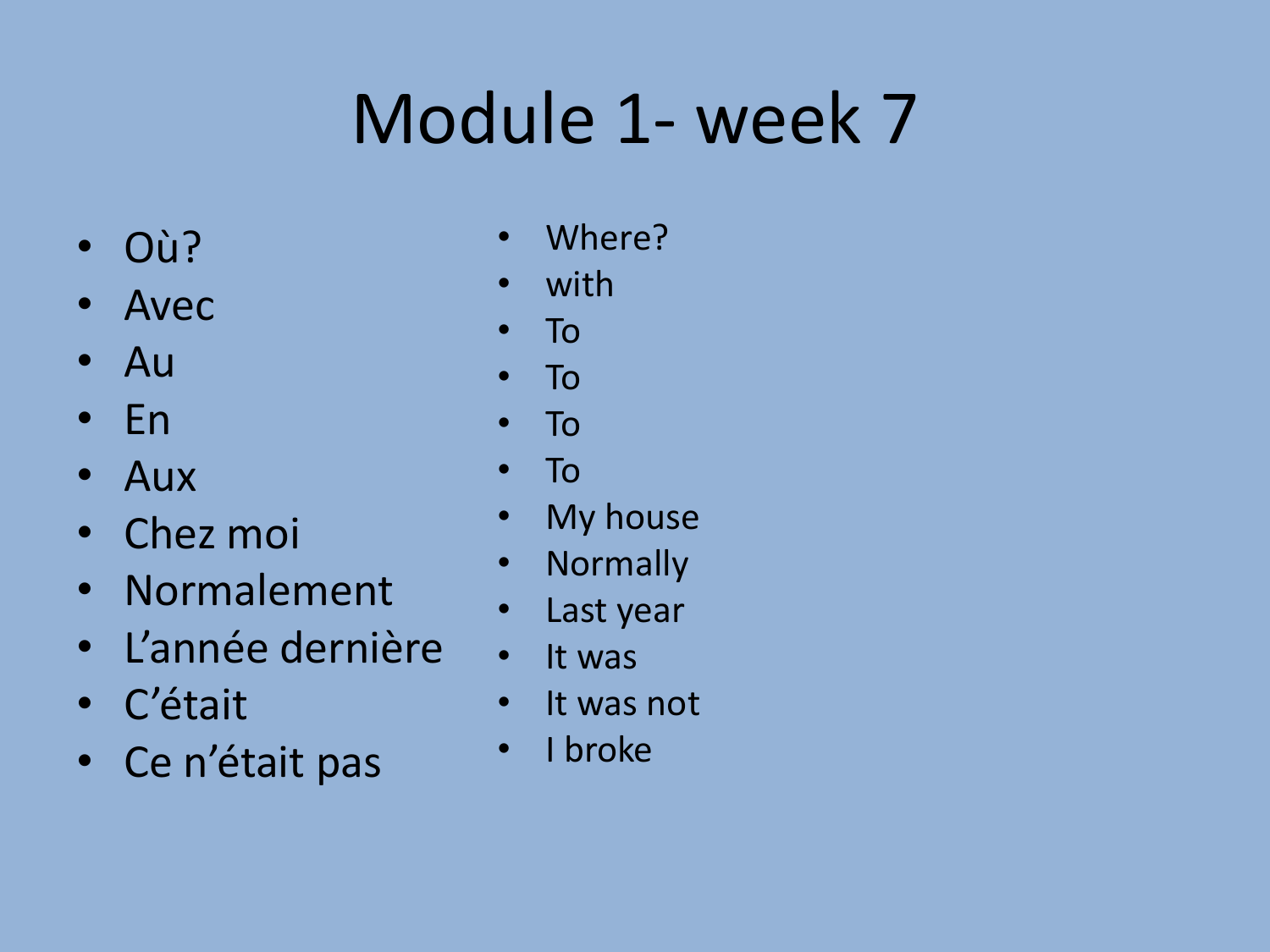# Module 1- week 7

| French | English |
| --- | --- |
| Où? | Where? |
| Avec | with |
| Au | To |
| En | To |
| Aux | To |
| Chez moi | To |
| Normalement | My house |
| L'année dernière | Normally |
| C'était | Last year |
| Ce n'était pas | It was |
| | It was not |
| | I broke |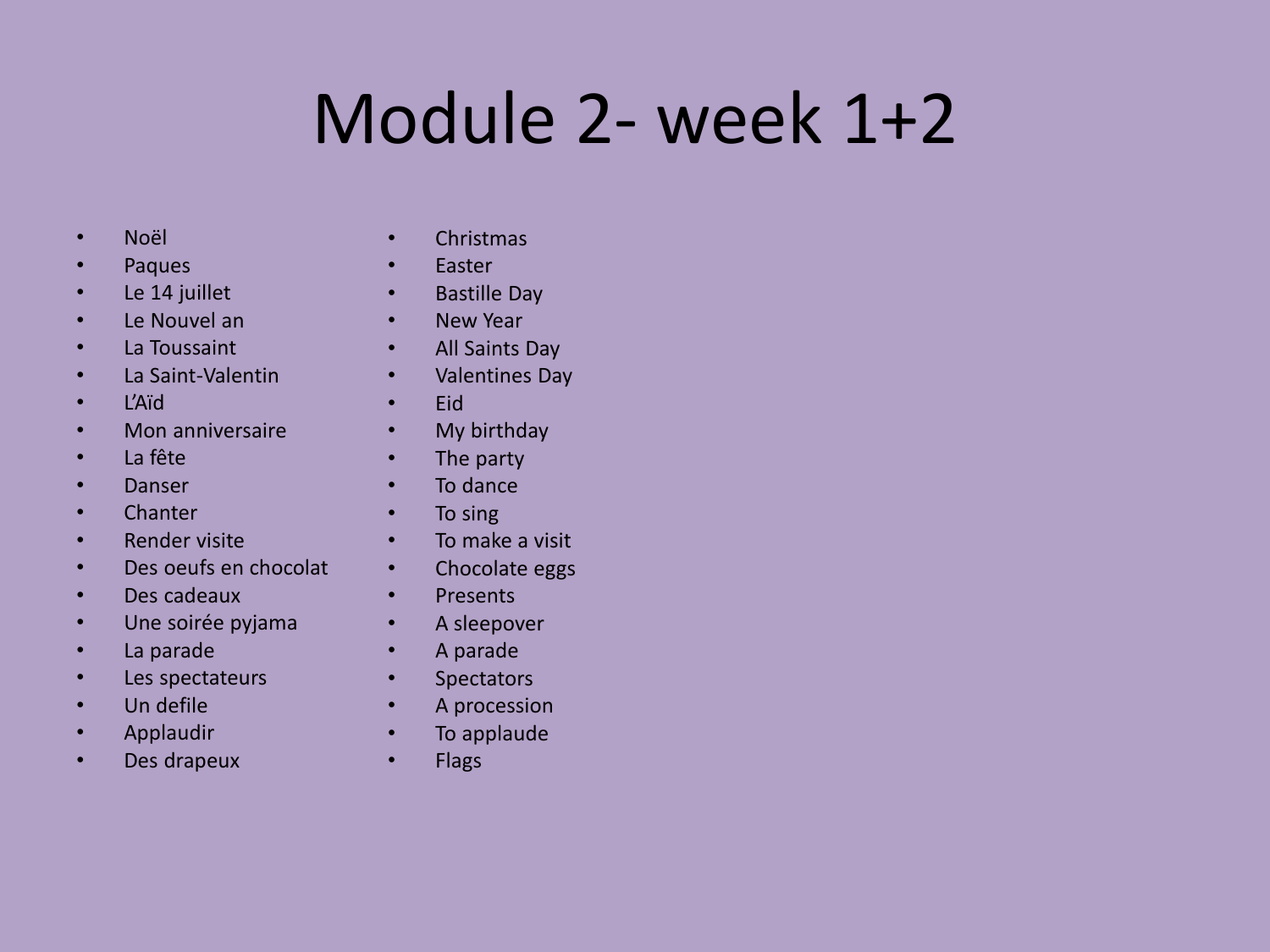# Module 2- week 1+2

| French | English |
| --- | --- |
| Noël | Christmas |
| Paques | Easter |
| Le 14 juillet | Bastille Day |
| Le Nouvel an | New Year |
| La Toussaint | All Saints Day |
| La Saint-Valentin | Valentines Day |
| L'Aïd | Eid |
| Mon anniversaire | My birthday |
| La fête | The party |
| Danser | To dance |
| Chanter | To sing |
| Render visite | To make a visit |
| Des oeufs en chocolat | Chocolate eggs |
| Des cadeaux | Presents |
| Une soirée pyjama | A sleepover |
| La parade | A parade |
| Les spectateurs | Spectators |
| Un defile | A procession |
| Applaudir | To applaude |
| Des drapeux | Flags |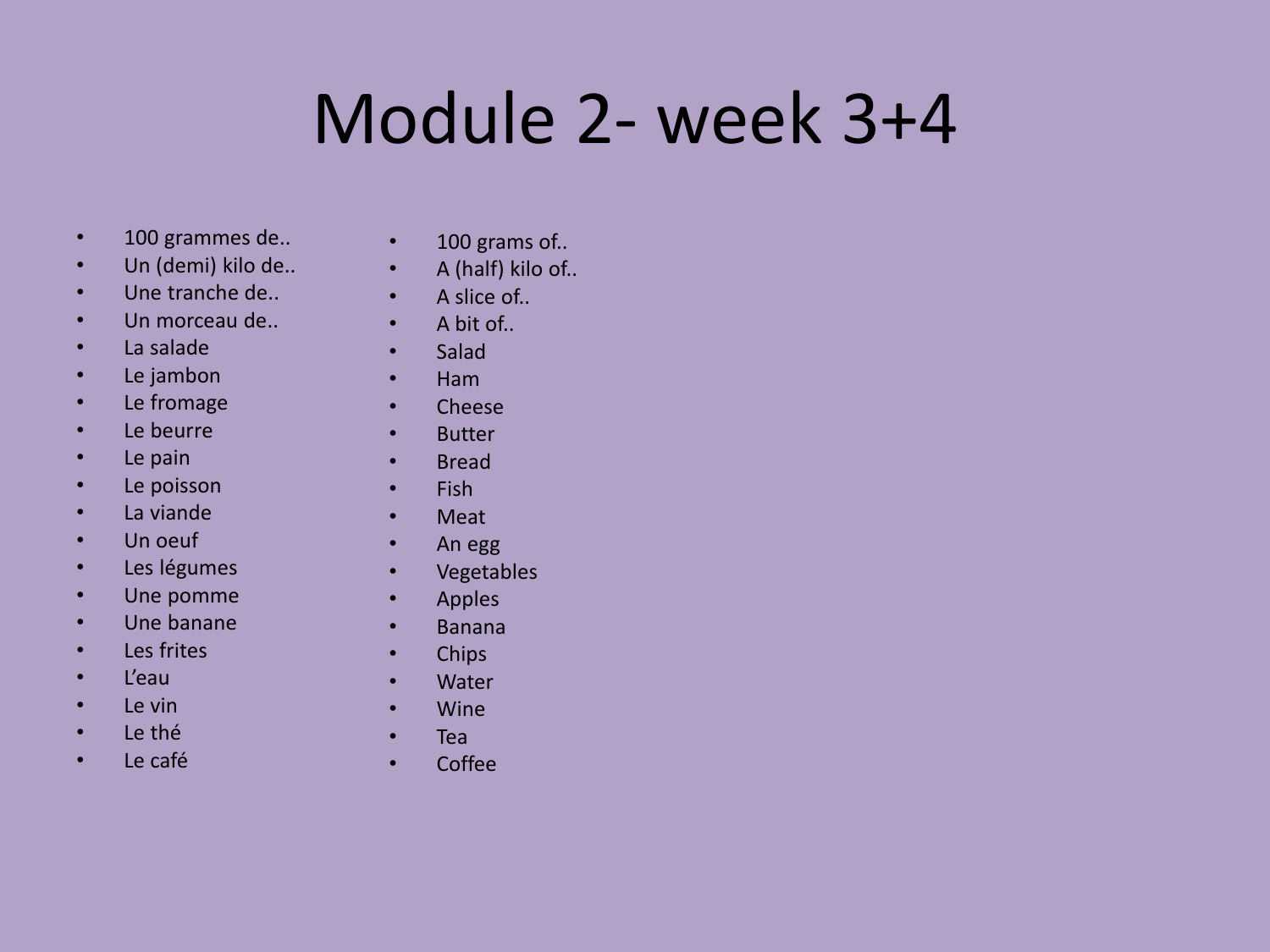# Module 2- week 3+4

| French | English |
|---|---|
| 100 grammes de.. | 100 grams of.. |
| Un (demi) kilo de.. | A (half) kilo of.. |
| Une tranche de.. | A slice of.. |
| Un morceau de.. | A bit of.. |
| La salade | Salad |
| Le jambon | Ham |
| Le fromage | Cheese |
| Le beurre | Butter |
| Le pain | Bread |
| Le poisson | Fish |
| La viande | Meat |
| Un oeuf | An egg |
| Les légumes | Vegetables |
| Une pomme | Apples |
| Une banane | Banana |
| Les frites | Chips |
| L'eau | Water |
| Le vin | Wine |
| Le thé | Tea |
| Le café | Coffee |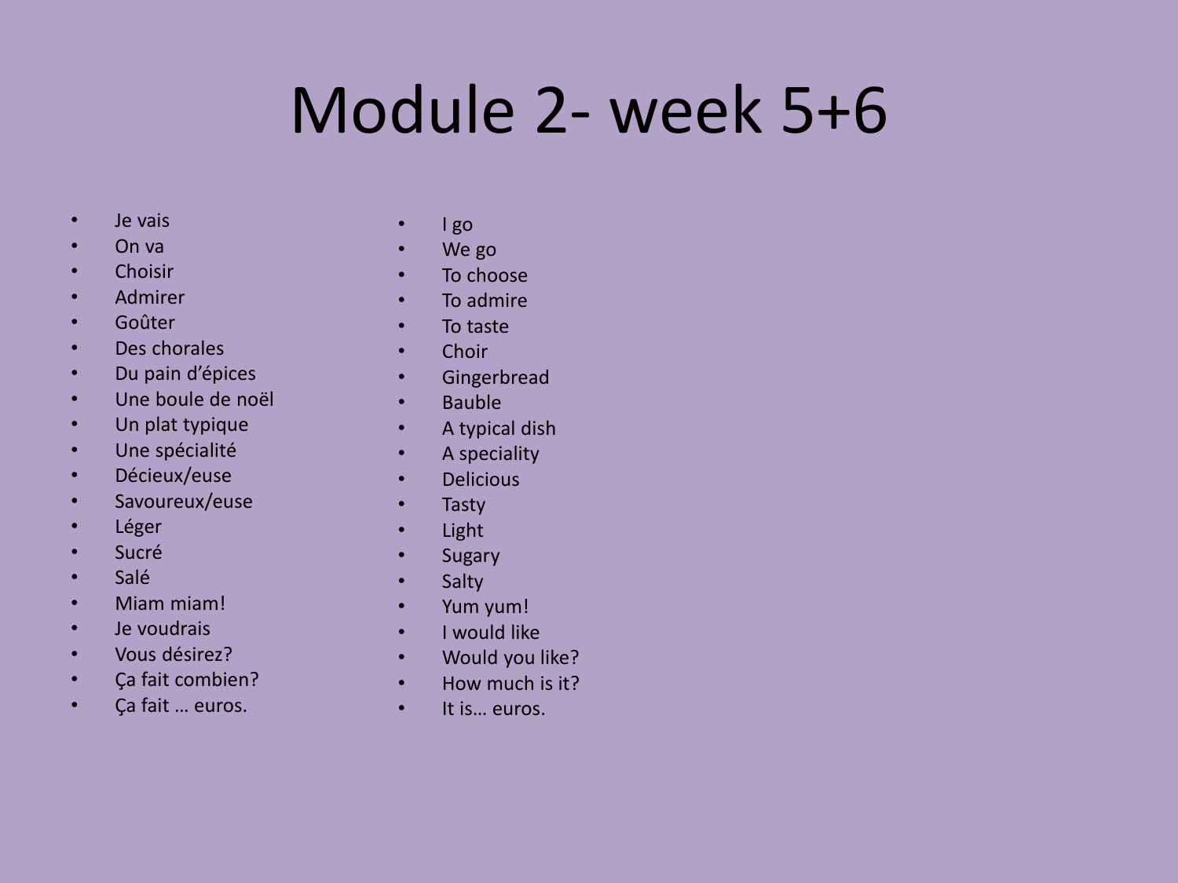# Module 2- week 5+6

| French | English |
| --- | --- |
| Je vais | I go |
| On va | We go |
| Choisir | To choose |
| Admirer | To admire |
| Goûter | To taste |
| Des chorales | Choir |
| Du pain d'épices | Gingerbread |
| Une boule de noël | Bauble |
| Un plat typique | A typical dish |
| Une spécialité | A speciality |
| Décieux/euse | Delicious |
| Savoureux/euse | Tasty |
| Léger | Light |
| Sucré | Sugary |
| Salé | Salty |
| Miam miam! | Yum yum! |
| Je voudrais | I would like |
| Vous désirez? | Would you like? |
| Ça fait combien? | How much is it? |
| Ça fait … euros. | It is… euros. |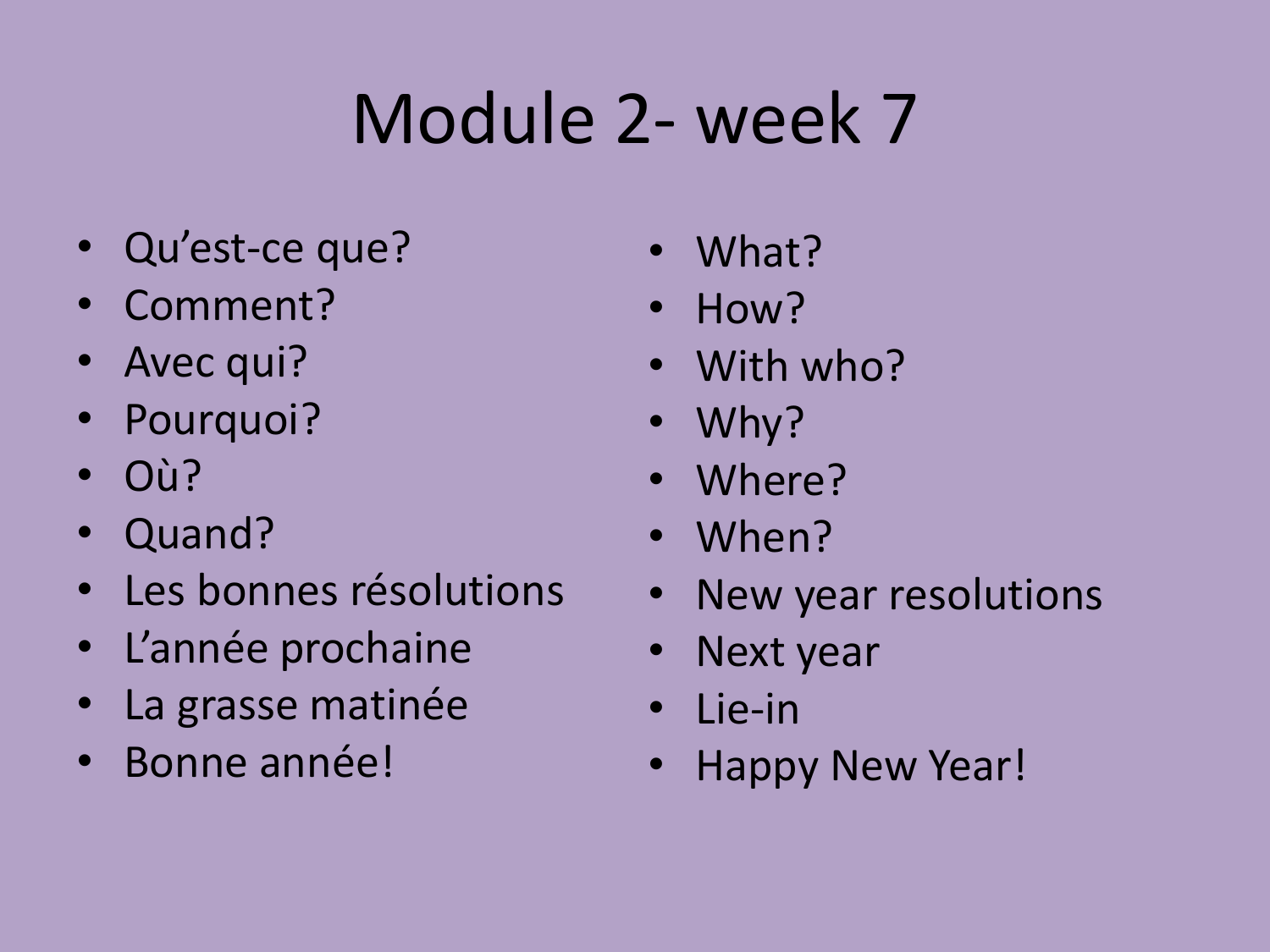# Module 2- week 7

| French | English |
| --- | --- |
| Qu'est-ce que? | What? |
| Comment? | How? |
| Avec qui? | With who? |
| Pourquoi? | Why? |
| Où? | Where? |
| Quand? | When? |
| Les bonnes résolutions | New year resolutions |
| L'année prochaine | Next year |
| La grasse matinée | Lie-in |
| Bonne année! | Happy New Year! |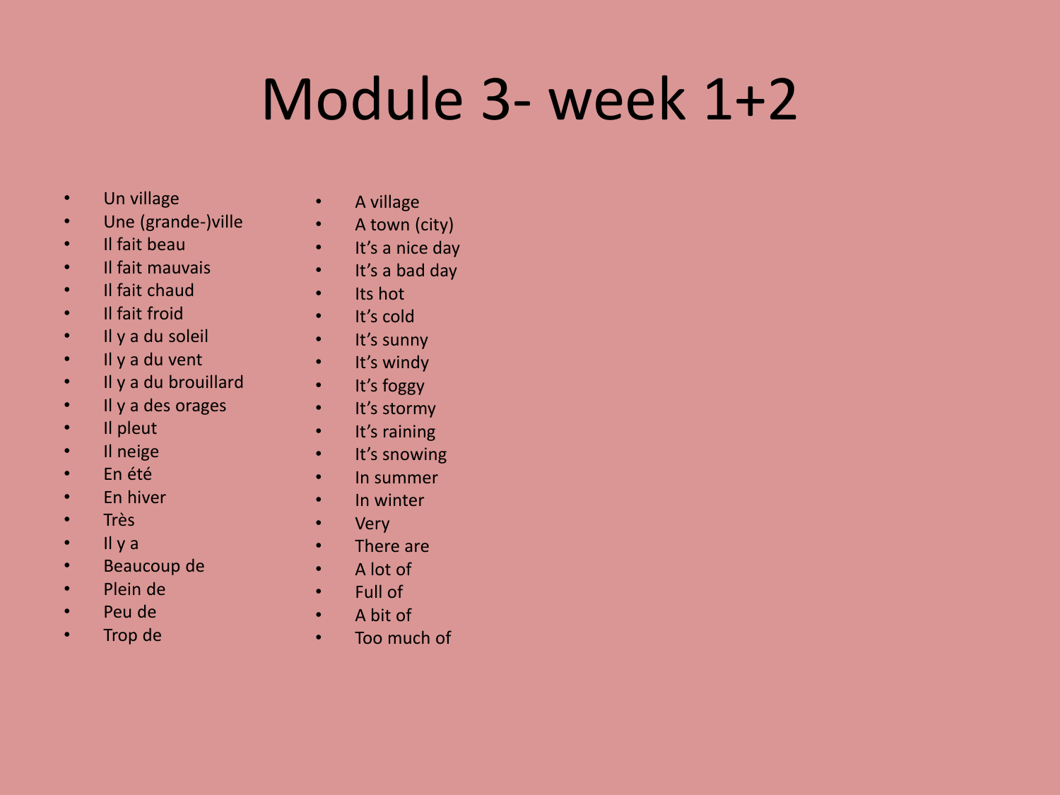# Module 3- week 1+2

| French | English |
| --- | --- |
| Un village | A village |
| Une (grande-)ville | A town (city) |
| Il fait beau | It's a nice day |
| Il fait mauvais | It's a bad day |
| Il fait chaud | Its hot |
| Il fait froid | It's cold |
| Il y a du soleil | It's sunny |
| Il y a du vent | It's windy |
| Il y a du brouillard | It's foggy |
| Il y a des orages | It's stormy |
| Il pleut | It's raining |
| Il neige | It's snowing |
| En été | In summer |
| En hiver | In winter |
| Très | Very |
| Il y a | There are |
| Beaucoup de | A lot of |
| Plein de | Full of |
| Peu de | A bit of |
| Trop de | Too much of |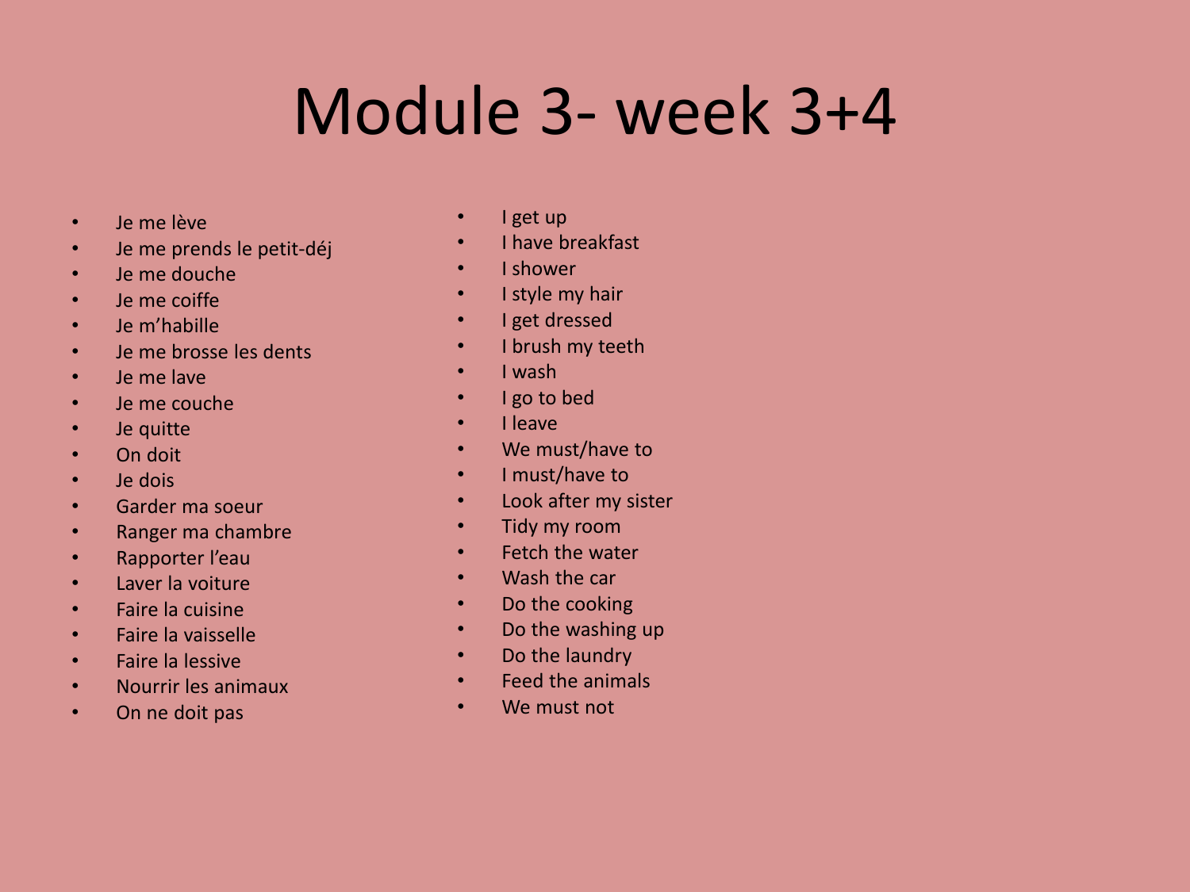# Module 3- week 3+4

| French | English |
| --- | --- |
| Je me lève | I get up |
| Je me prends le petit-déj | I have breakfast |
| Je me douche | I shower |
| Je me coiffe | I style my hair |
| Je m'habille | I get dressed |
| Je me brosse les dents | I brush my teeth |
| Je me lave | I wash |
| Je me couche | I go to bed |
| Je quitte | I leave |
| On doit | We must/have to |
| Je dois | I must/have to |
| Garder ma soeur | Look after my sister |
| Ranger ma chambre | Tidy my room |
| Rapporter l'eau | Fetch the water |
| Laver la voiture | Wash the car |
| Faire la cuisine | Do the cooking |
| Faire la vaisselle | Do the washing up |
| Faire la lessive | Do the laundry |
| Nourrir les animaux | Feed the animals |
| On ne doit pas | We must not |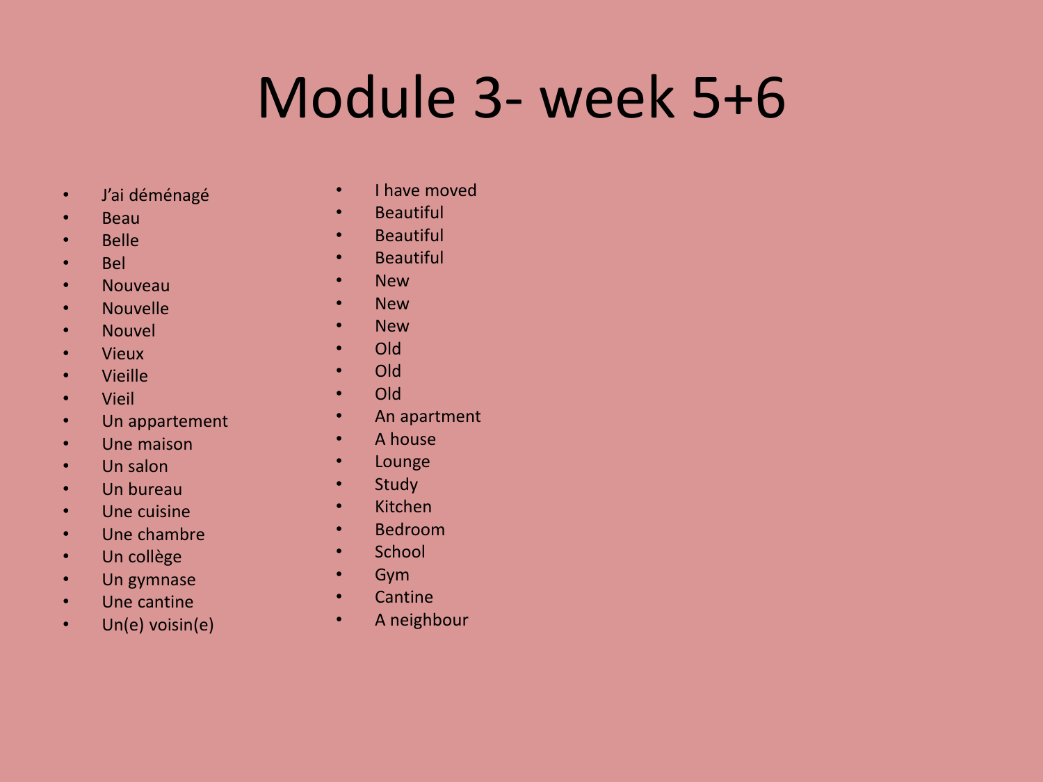# Module 3- week 5+6

| French | English |
| --- | --- |
| J'ai déménagé | I have moved |
| Beau | Beautiful |
| Belle | Beautiful |
| Bel | Beautiful |
| Nouveau | New |
| Nouvelle | New |
| Nouvel | New |
| Vieux | Old |
| Vieille | Old |
| Vieil | Old |
| Un appartement | An apartment |
| Une maison | A house |
| Un salon | Lounge |
| Un bureau | Study |
| Une cuisine | Kitchen |
| Une chambre | Bedroom |
| Un collège | School |
| Un gymnase | Gym |
| Une cantine | Cantine |
| Un(e) voisin(e) | A neighbour |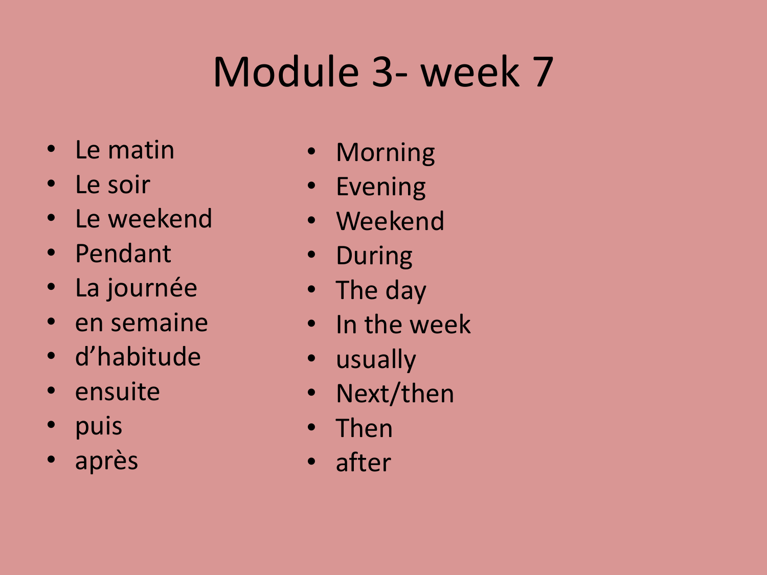# Module 3- week 7

| French | English |
| --- | --- |
| Le matin | Morning |
| Le soir | Evening |
| Le weekend | Weekend |
| Pendant | During |
| La journée | The day |
| en semaine | In the week |
| d'habitude | usually |
| ensuite | Next/then |
| puis | Then |
| après | after |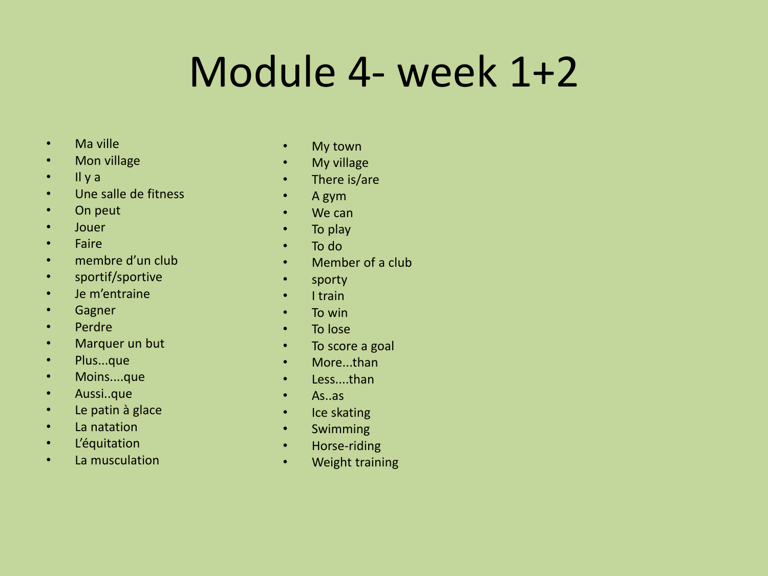# Module 4- week 1+2

| French | English |
| --- | --- |
| Ma ville | My town |
| Mon village | My village |
| Il y a | There is/are |
| Une salle de fitness | A gym |
| On peut | We can |
| Jouer | To play |
| Faire | To do |
| membre d'un club | Member of a club |
| sportif/sportive | sporty |
| Je m'entraine | I train |
| Gagner | To win |
| Perdre | To lose |
| Marquer un but | To score a goal |
| Plus...que | More...than |
| Moins....que | Less....than |
| Aussi..que | As..as |
| Le patin à glace | Ice skating |
| La natation | Swimming |
| L'équitation | Horse-riding |
| La musculation | Weight training |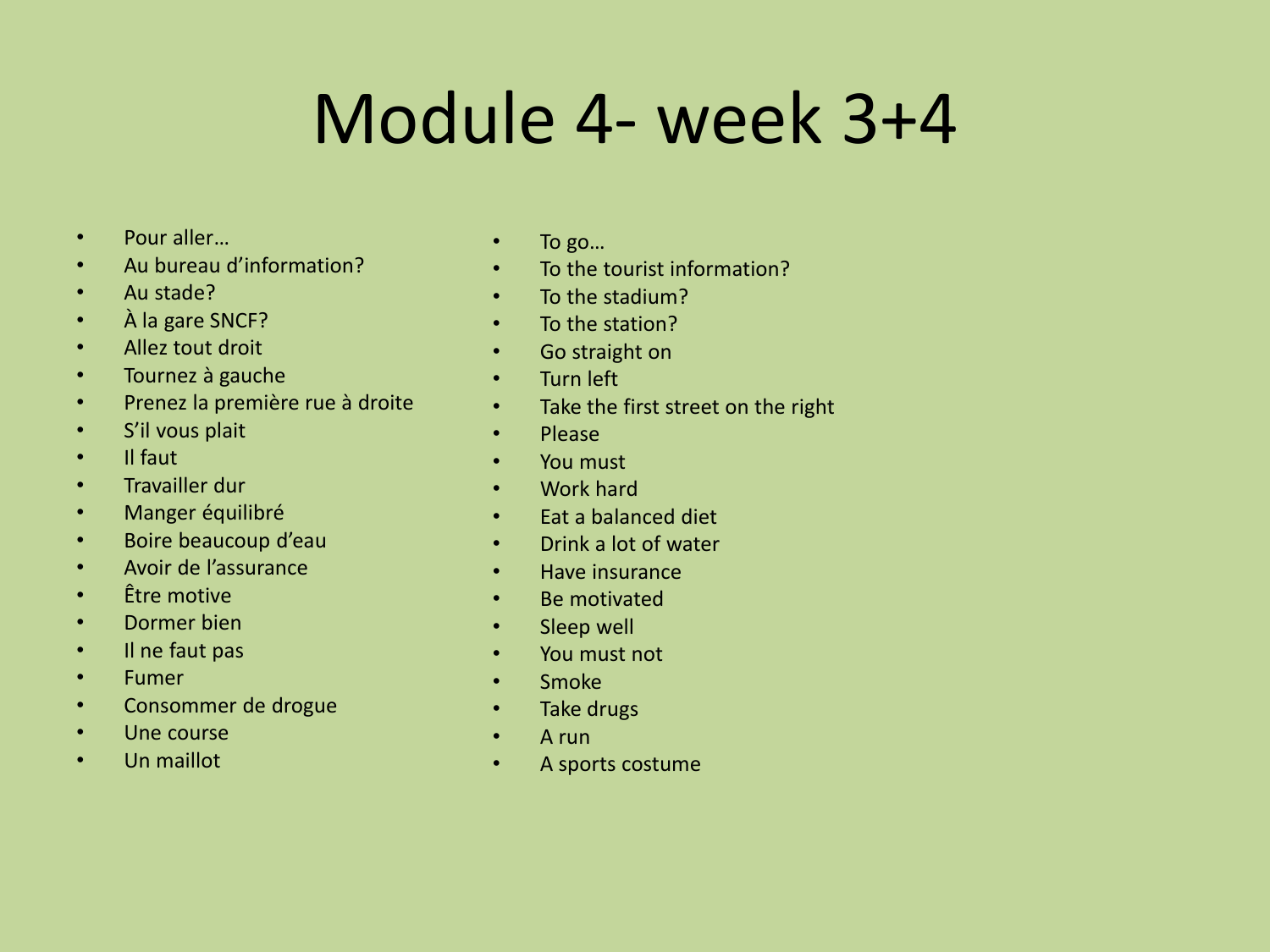# Module 4- week 3+4

| French | English |
| --- | --- |
| Pour aller… | To go… |
| Au bureau d'information? | To the tourist information? |
| Au stade? | To the stadium? |
| À la gare SNCF? | To the station? |
| Allez tout droit | Go straight on |
| Tournez à gauche | Turn left |
| Prenez la première rue à droite | Take the first street on the right |
| S'il vous plait | Please |
| Il faut | You must |
| Travailler dur | Work hard |
| Manger équilibré | Eat a balanced diet |
| Boire beaucoup d'eau | Drink a lot of water |
| Avoir de l'assurance | Have insurance |
| Être motive | Be motivated |
| Dormer bien | Sleep well |
| Il ne faut pas | You must not |
| Fumer | Smoke |
| Consommer de drogue | Take drugs |
| Une course | A run |
| Un maillot | A sports costume |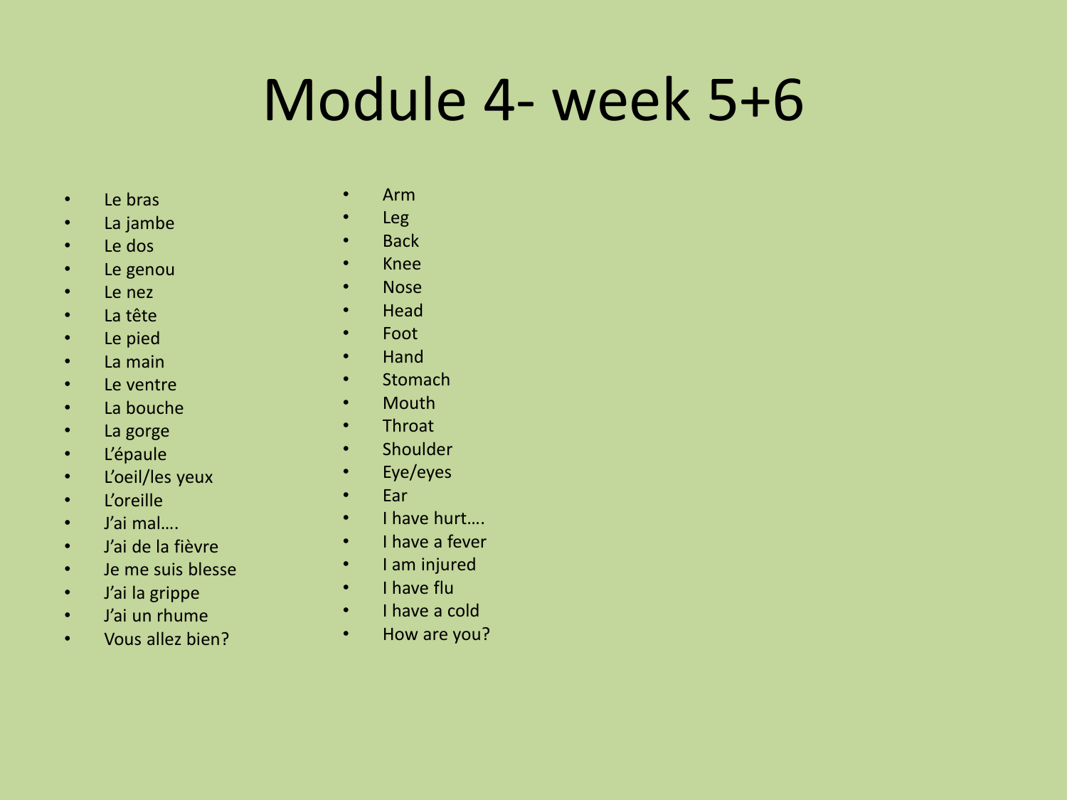# Module 4- week 5+6

| French | English |
| --- | --- |
| Le bras | Arm |
| La jambe | Leg |
| Le dos | Back |
| Le genou | Knee |
| Le nez | Nose |
| La tête | Head |
| Le pied | Foot |
| La main | Hand |
| Le ventre | Stomach |
| La bouche | Mouth |
| La gorge | Throat |
| L'épaule | Shoulder |
| L'oeil/les yeux | Eye/eyes |
| L'oreille | Ear |
| J'ai mal…. | I have hurt…. |
| J'ai de la fièvre | I have a fever |
| Je me suis blesse | I am injured |
| J'ai la grippe | I have flu |
| J'ai un rhume | I have a cold |
| Vous allez bien? | How are you? |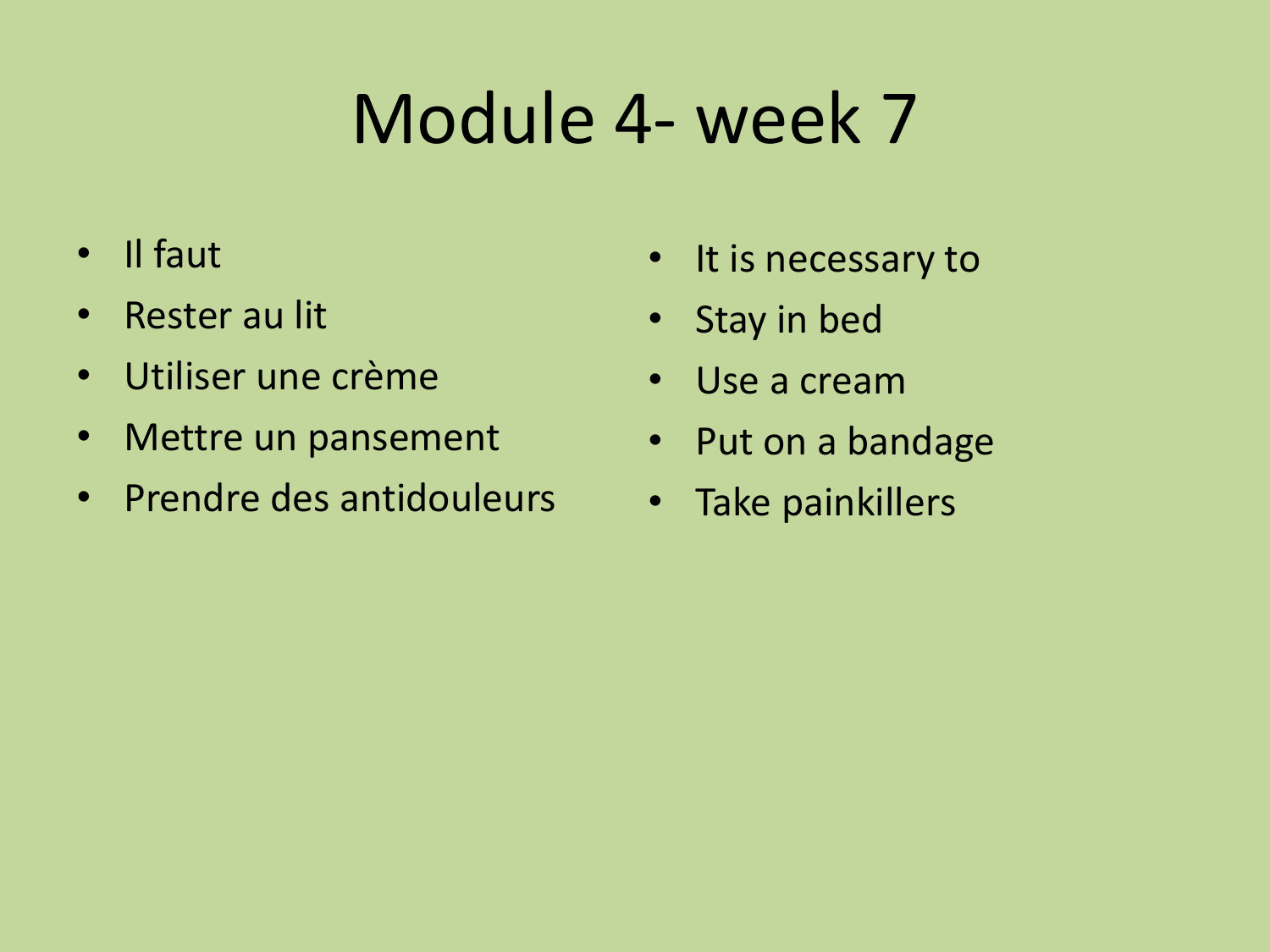# Module 4- week 7

- Il faut
- Rester au lit
- Utiliser une crème
- Mettre un pansement
- Prendre des antidouleurs

- It is necessary to
- Stay in bed
- Use a cream
- Put on a bandage
- Take painkillers